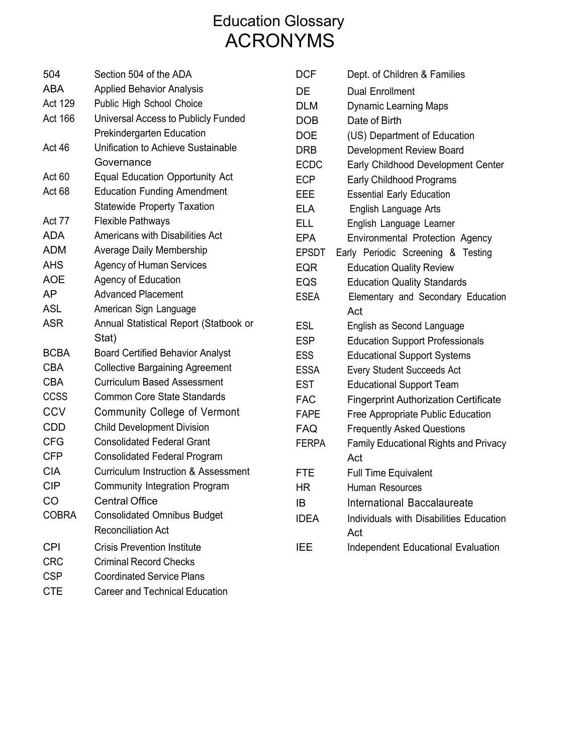# Education Glossary
## ACRONYMS

| Acronym | Meaning |
|---|---|
| 504 | Section 504 of the ADA |
| ABA | Applied Behavior Analysis |
| Act 129 | Public High School Choice |
| Act 166 | Universal Access to Publicly Funded Prekindergarten Education |
| Act 46 | Unification to Achieve Sustainable Governance |
| Act 60 | Equal Education Opportunity Act |
| Act 68 | Education Funding Amendment Statewide Property Taxation |
| Act 77 | Flexible Pathways |
| ADA | Americans with Disabilities Act |
| ADM | Average Daily Membership |
| AHS | Agency of Human Services |
| AOE | Agency of Education |
| AP | Advanced Placement |
| ASL | American Sign Language |
| ASR | Annual Statistical Report (Statbook or Stat) |
| BCBA | Board Certified Behavior Analyst |
| CBA | Collective Bargaining Agreement |
| CBA | Curriculum Based Assessment |
| CCSS | Common Core State Standards |
| CCV | Community College of Vermont |
| CDD | Child Development Division |
| CFG | Consolidated Federal Grant |
| CFP | Consolidated Federal Program |
| CIA | Curriculum Instruction & Assessment |
| CIP | Community Integration Program |
| CO | Central Office |
| COBRA | Consolidated Omnibus Budget Reconciliation Act |
| CPI | Crisis Prevention Institute |
| CRC | Criminal Record Checks |
| CSP | Coordinated Service Plans |
| CTE | Career and Technical Education |
| DCF | Dept. of Children & Families |
| DE | Dual Enrollment |
| DLM | Dynamic Learning Maps |
| DOB | Date of Birth |
| DOE | (US) Department of Education |
| DRB | Development Review Board |
| ECDC | Early Childhood Development Center |
| ECP | Early Childhood Programs |
| EEE | Essential Early Education |
| ELA | English Language Arts |
| ELL | English Language Learner |
| EPA | Environmental Protection Agency |
| EPSDT | Early Periodic Screening & Testing |
| EQR | Education Quality Review |
| EQS | Education Quality Standards |
| ESEA | Elementary and Secondary Education Act |
| ESL | English as Second Language |
| ESP | Education Support Professionals |
| ESS | Educational Support Systems |
| ESSA | Every Student Succeeds Act |
| EST | Educational Support Team |
| FAC | Fingerprint Authorization Certificate |
| FAPE | Free Appropriate Public Education |
| FAQ | Frequently Asked Questions |
| FERPA | Family Educational Rights and Privacy Act |
| FTE | Full Time Equivalent |
| HR | Human Resources |
| IB | International Baccalaureate |
| IDEA | Individuals with Disabilities Education Act |
| IEE | Independent Educational Evaluation |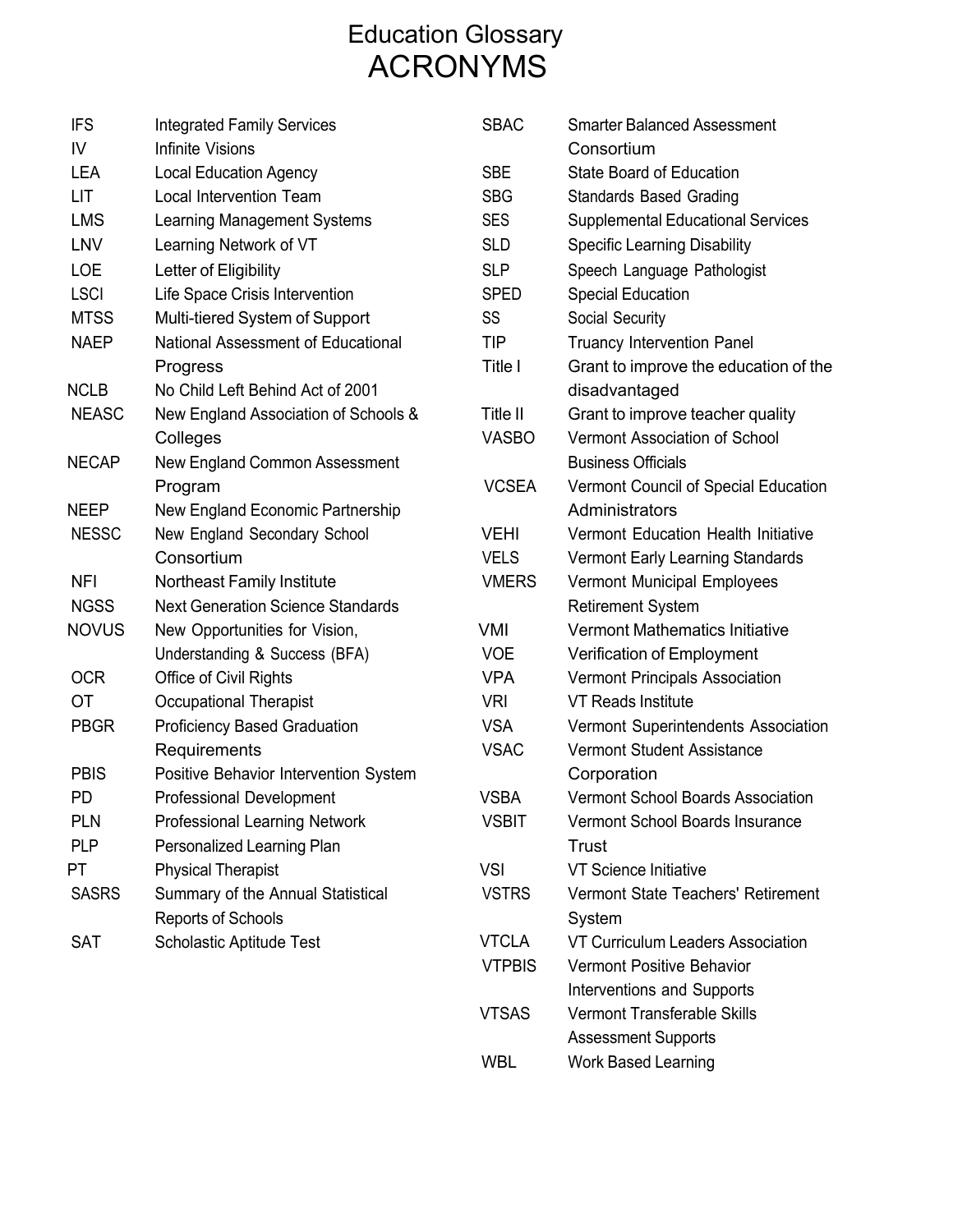# Education Glossary
# ACRONYMS

| Acronym | Meaning |
|---|---|
| IFS | Integrated Family Services |
| IV | Infinite Visions |
| LEA | Local Education Agency |
| LIT | Local Intervention Team |
| LMS | Learning Management Systems |
| LNV | Learning Network of VT |
| LOE | Letter of Eligibility |
| LSCI | Life Space Crisis Intervention |
| MTSS | Multi-tiered System of Support |
| NAEP | National Assessment of Educational Progress |
| NCLB | No Child Left Behind Act of 2001 |
| NEASC | New England Association of Schools & Colleges |
| NECAP | New England Common Assessment Program |
| NEEP | New England Economic Partnership |
| NESSC | New England Secondary School Consortium |
| NFI | Northeast Family Institute |
| NGSS | Next Generation Science Standards |
| NOVUS | New Opportunities for Vision, Understanding & Success (BFA) |
| OCR | Office of Civil Rights |
| OT | Occupational Therapist |
| PBGR | Proficiency Based Graduation Requirements |
| PBIS | Positive Behavior Intervention System |
| PD | Professional Development |
| PLN | Professional Learning Network |
| PLP | Personalized Learning Plan |
| PT | Physical Therapist |
| SASRS | Summary of the Annual Statistical Reports of Schools |
| SAT | Scholastic Aptitude Test |
| SBAC | Smarter Balanced Assessment Consortium |
| SBE | State Board of Education |
| SBG | Standards Based Grading |
| SES | Supplemental Educational Services |
| SLD | Specific Learning Disability |
| SLP | Speech Language Pathologist |
| SPED | Special Education |
| SS | Social Security |
| TIP | Truancy Intervention Panel |
| Title I | Grant to improve the education of the disadvantaged |
| Title II | Grant to improve teacher quality |
| VASBO | Vermont Association of School Business Officials |
| VCSEA | Vermont Council of Special Education Administrators |
| VEHI | Vermont Education Health Initiative |
| VELS | Vermont Early Learning Standards |
| VMERS | Vermont Municipal Employees Retirement System |
| VMI | Vermont Mathematics Initiative |
| VOE | Verification of Employment |
| VPA | Vermont Principals Association |
| VRI | VT Reads Institute |
| VSA | Vermont Superintendents Association |
| VSAC | Vermont Student Assistance Corporation |
| VSBA | Vermont School Boards Association |
| VSBIT | Vermont School Boards Insurance Trust |
| VSI | VT Science Initiative |
| VSTRS | Vermont State Teachers' Retirement System |
| VTCLA | VT Curriculum Leaders Association |
| VTPBIS | Vermont Positive Behavior Interventions and Supports |
| VTSAS | Vermont Transferable Skills Assessment Supports |
| WBL | Work Based Learning |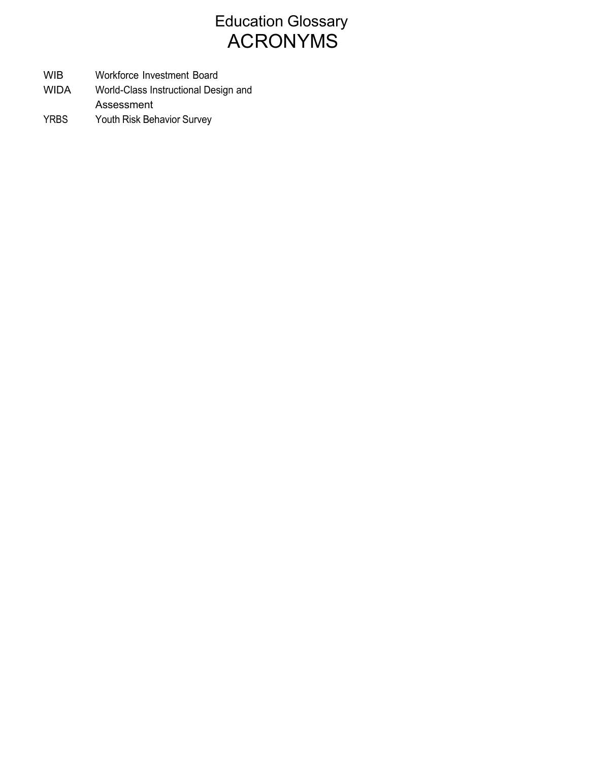# Education Glossary
## ACRONYMS

| | |
|---|---|
| WIB | Workforce Investment Board |
| WIDA | World-Class Instructional Design and Assessment |
| YRBS | Youth Risk Behavior Survey |